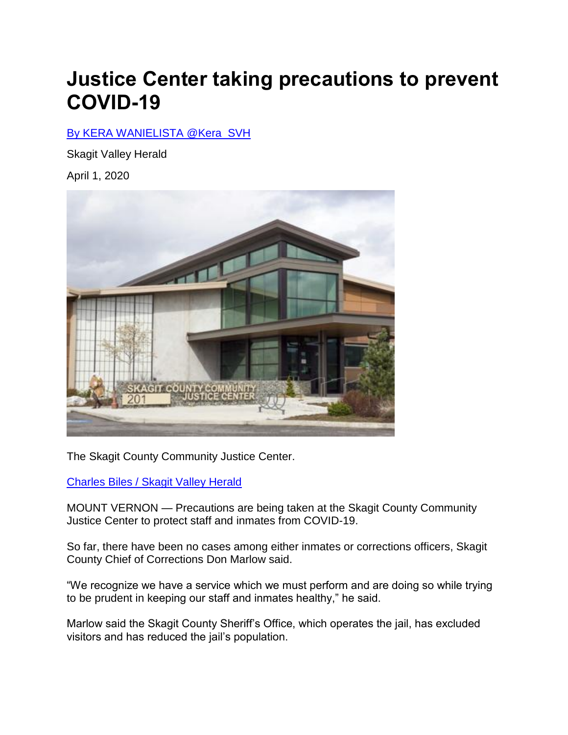# Justice Center taking precautions to prevent COVID-19

[By KERA WANIELISTA @Kera_SVH]

Skagit Valley Herald

April 1, 2020

The Skagit County Community Justice Center.

[Charles Biles / Skagit Valley Herald]

MOUNT VERNON — Precautions are being taken at the Skagit County Community Justice Center to protect staff and inmates from COVID-19.

So far, there have been no cases among either inmates or corrections officers, Skagit County Chief of Corrections Don Marlow said.

“We recognize we have a service which we must perform and are doing so while trying to be prudent in keeping our staff and inmates healthy,” he said.

Marlow said the Skagit County Sheriff’s Office, which operates the jail, has excluded visitors and has reduced the jail’s population.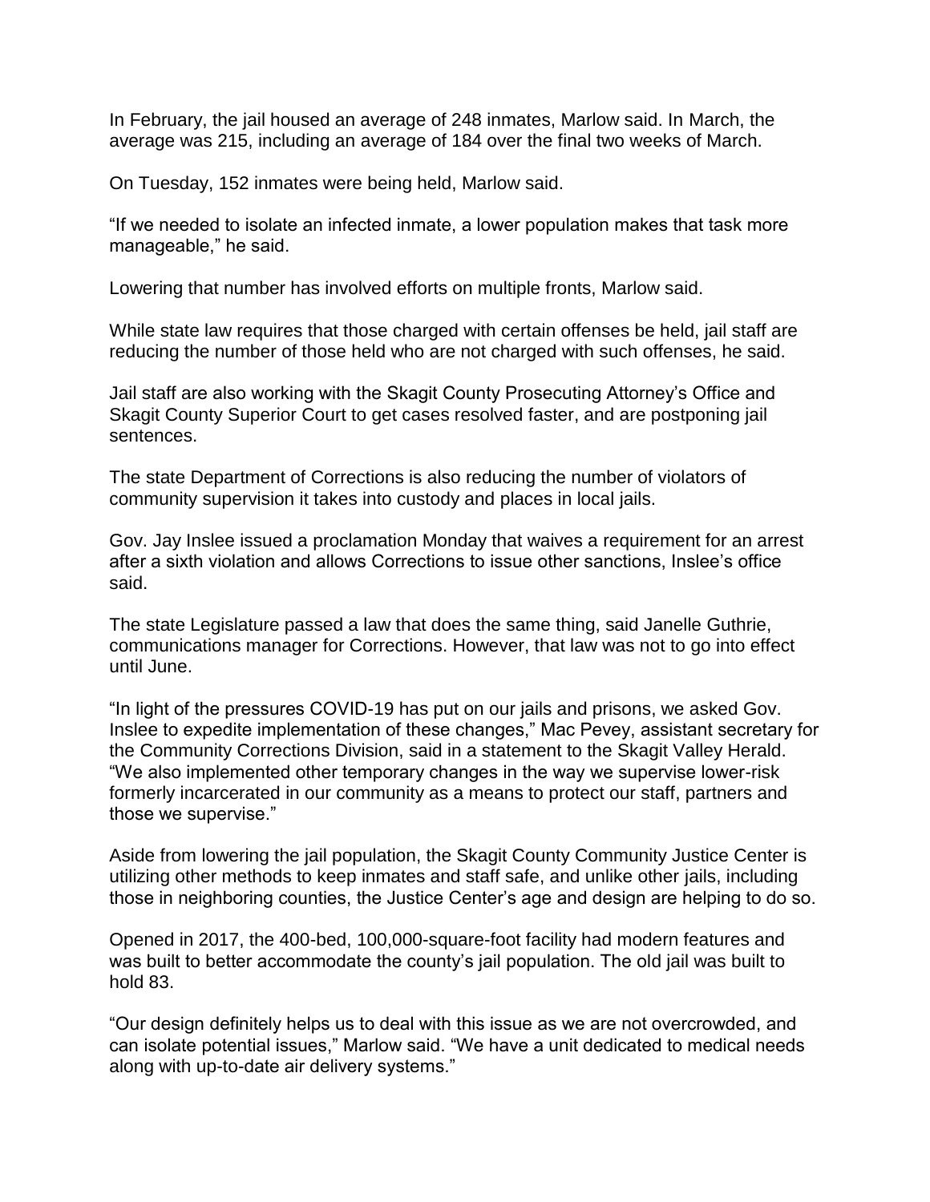In February, the jail housed an average of 248 inmates, Marlow said. In March, the average was 215, including an average of 184 over the final two weeks of March.

On Tuesday, 152 inmates were being held, Marlow said.

“If we needed to isolate an infected inmate, a lower population makes that task more manageable,” he said.

Lowering that number has involved efforts on multiple fronts, Marlow said.

While state law requires that those charged with certain offenses be held, jail staff are reducing the number of those held who are not charged with such offenses, he said.

Jail staff are also working with the Skagit County Prosecuting Attorney’s Office and Skagit County Superior Court to get cases resolved faster, and are postponing jail sentences.

The state Department of Corrections is also reducing the number of violators of community supervision it takes into custody and places in local jails.

Gov. Jay Inslee issued a proclamation Monday that waives a requirement for an arrest after a sixth violation and allows Corrections to issue other sanctions, Inslee’s office said.

The state Legislature passed a law that does the same thing, said Janelle Guthrie, communications manager for Corrections. However, that law was not to go into effect until June.

“In light of the pressures COVID-19 has put on our jails and prisons, we asked Gov. Inslee to expedite implementation of these changes,” Mac Pevey, assistant secretary for the Community Corrections Division, said in a statement to the Skagit Valley Herald. “We also implemented other temporary changes in the way we supervise lower-risk formerly incarcerated in our community as a means to protect our staff, partners and those we supervise.”

Aside from lowering the jail population, the Skagit County Community Justice Center is utilizing other methods to keep inmates and staff safe, and unlike other jails, including those in neighboring counties, the Justice Center’s age and design are helping to do so.

Opened in 2017, the 400-bed, 100,000-square-foot facility had modern features and was built to better accommodate the county’s jail population. The old jail was built to hold 83.

“Our design definitely helps us to deal with this issue as we are not overcrowded, and can isolate potential issues,” Marlow said. “We have a unit dedicated to medical needs along with up-to-date air delivery systems.”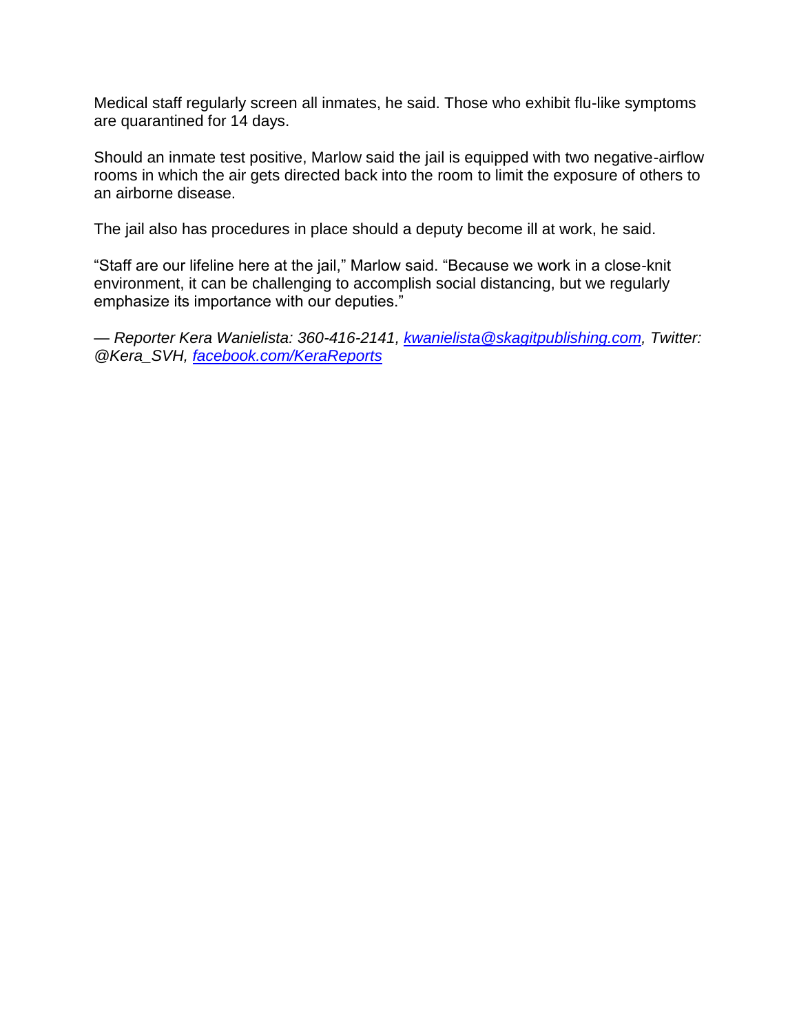Medical staff regularly screen all inmates, he said. Those who exhibit flu-like symptoms are quarantined for 14 days.

Should an inmate test positive, Marlow said the jail is equipped with two negative-airflow rooms in which the air gets directed back into the room to limit the exposure of others to an airborne disease.

The jail also has procedures in place should a deputy become ill at work, he said.

“Staff are our lifeline here at the jail,” Marlow said. “Because we work in a close-knit environment, it can be challenging to accomplish social distancing, but we regularly emphasize its importance with our deputies.”

*— Reporter Kera Wanielista: 360-416-2141, [kwanielista@skagitpublishing.com](mailto:kwanielista@skagitpublishing.com), Twitter: @Kera_SVH, [facebook.com/KeraReports](https://facebook.com/KeraReports)*